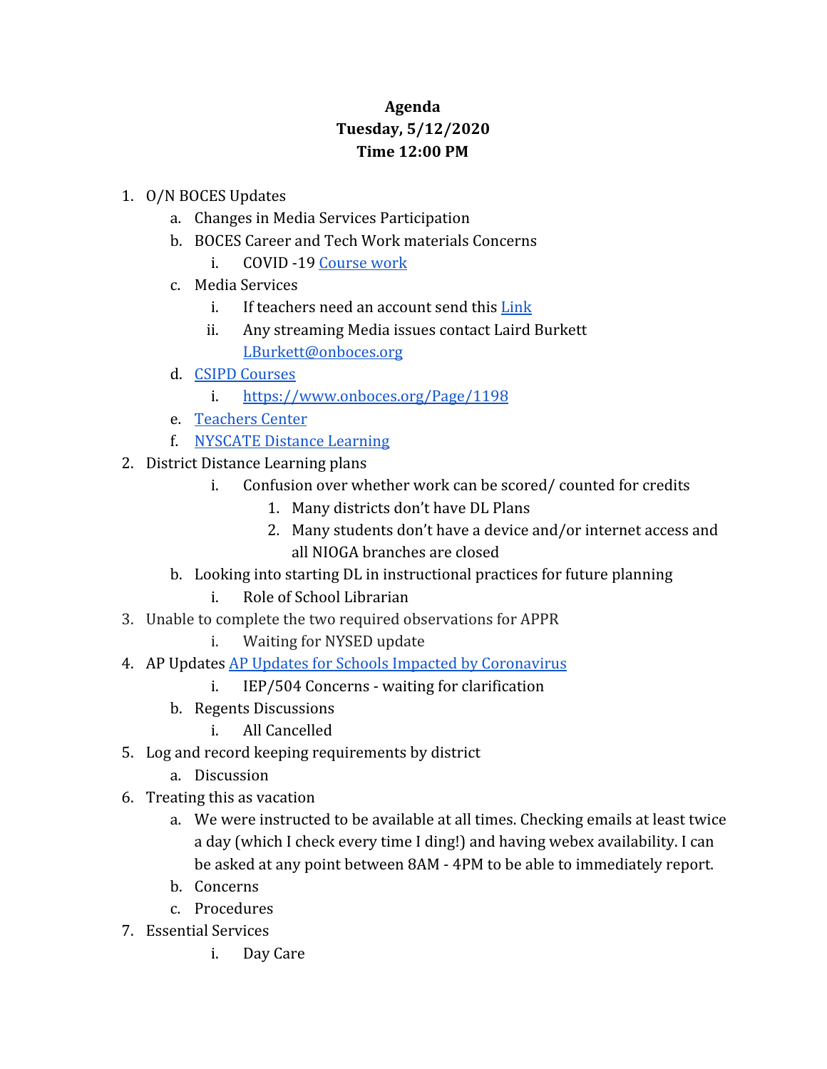**Agenda**
**Tuesday, 5/12/2020**
**Time 12:00 PM**

1. O/N BOCES Updates
    a. Changes in Media Services Participation
    b. BOCES Career and Tech Work materials Concerns
        i. COVID -19 Course work
    c. Media Services
        i. If teachers need an account send this Link
        ii. Any streaming Media issues contact Laird Burkett LBurkett@onboces.org
    d. CSIPD Courses
        i. https://www.onboces.org/Page/1198
    e. Teachers Center
    f. NYSCATE Distance Learning
2. District Distance Learning plans
        i. Confusion over whether work can be scored/ counted for credits
            1. Many districts don't have DL Plans
            2. Many students don't have a device and/or internet access and all NIOGA branches are closed
    b. Looking into starting DL in instructional practices for future planning
        i. Role of School Librarian
3. Unable to complete the two required observations for APPR
        i. Waiting for NYSED update
4. AP Updates AP Updates for Schools Impacted by Coronavirus
        i. IEP/504 Concerns - waiting for clarification
    b. Regents Discussions
        i. All Cancelled
5. Log and record keeping requirements by district
    a. Discussion
6. Treating this as vacation
    a. We were instructed to be available at all times. Checking emails at least twice a day (which I check every time I ding!) and having webex availability. I can be asked at any point between 8AM - 4PM to be able to immediately report.
    b. Concerns
    c. Procedures
7. Essential Services
        i. Day Care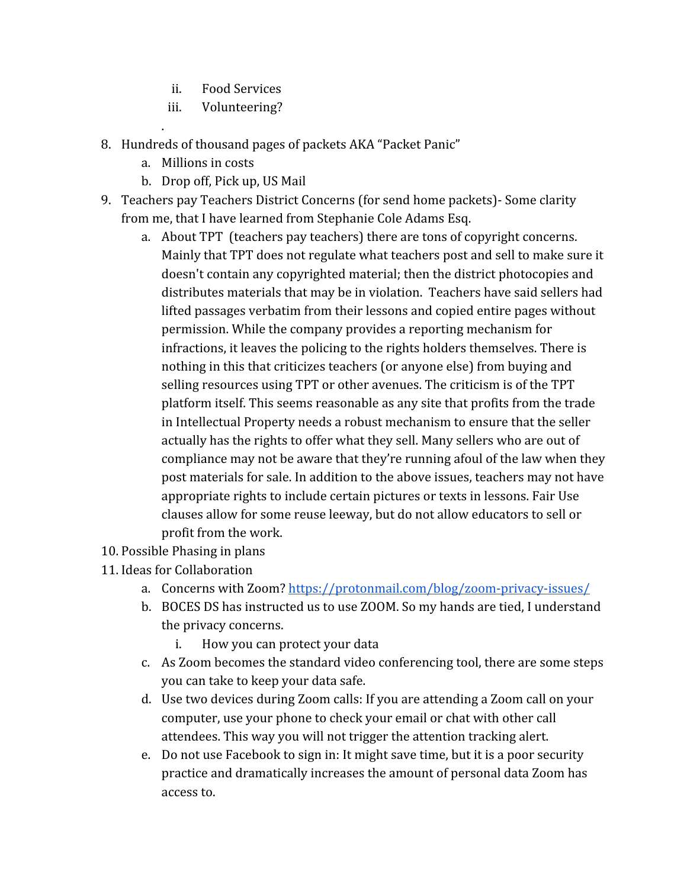ii. Food Services
   iii. Volunteering?

.

8. Hundreds of thousand pages of packets AKA "Packet Panic"
   a. Millions in costs
   b. Drop off, Pick up, US Mail
9. Teachers pay Teachers District Concerns (for send home packets)- Some clarity from me, that I have learned from Stephanie Cole Adams Esq.
   a. About TPT (teachers pay teachers) there are tons of copyright concerns. Mainly that TPT does not regulate what teachers post and sell to make sure it doesn't contain any copyrighted material; then the district photocopies and distributes materials that may be in violation. Teachers have said sellers had lifted passages verbatim from their lessons and copied entire pages without permission. While the company provides a reporting mechanism for infractions, it leaves the policing to the rights holders themselves. There is nothing in this that criticizes teachers (or anyone else) from buying and selling resources using TPT or other avenues. The criticism is of the TPT platform itself. This seems reasonable as any site that profits from the trade in Intellectual Property needs a robust mechanism to ensure that the seller actually has the rights to offer what they sell. Many sellers who are out of compliance may not be aware that they're running afoul of the law when they post materials for sale. In addition to the above issues, teachers may not have appropriate rights to include certain pictures or texts in lessons. Fair Use clauses allow for some reuse leeway, but do not allow educators to sell or profit from the work.
10. Possible Phasing in plans
11. Ideas for Collaboration
   a. Concerns with Zoom? https://protonmail.com/blog/zoom-privacy-issues/
   b. BOCES DS has instructed us to use ZOOM. So my hands are tied, I understand the privacy concerns.
      i. How you can protect your data
   c. As Zoom becomes the standard video conferencing tool, there are some steps you can take to keep your data safe.
   d. Use two devices during Zoom calls: If you are attending a Zoom call on your computer, use your phone to check your email or chat with other call attendees. This way you will not trigger the attention tracking alert.
   e. Do not use Facebook to sign in: It might save time, but it is a poor security practice and dramatically increases the amount of personal data Zoom has access to.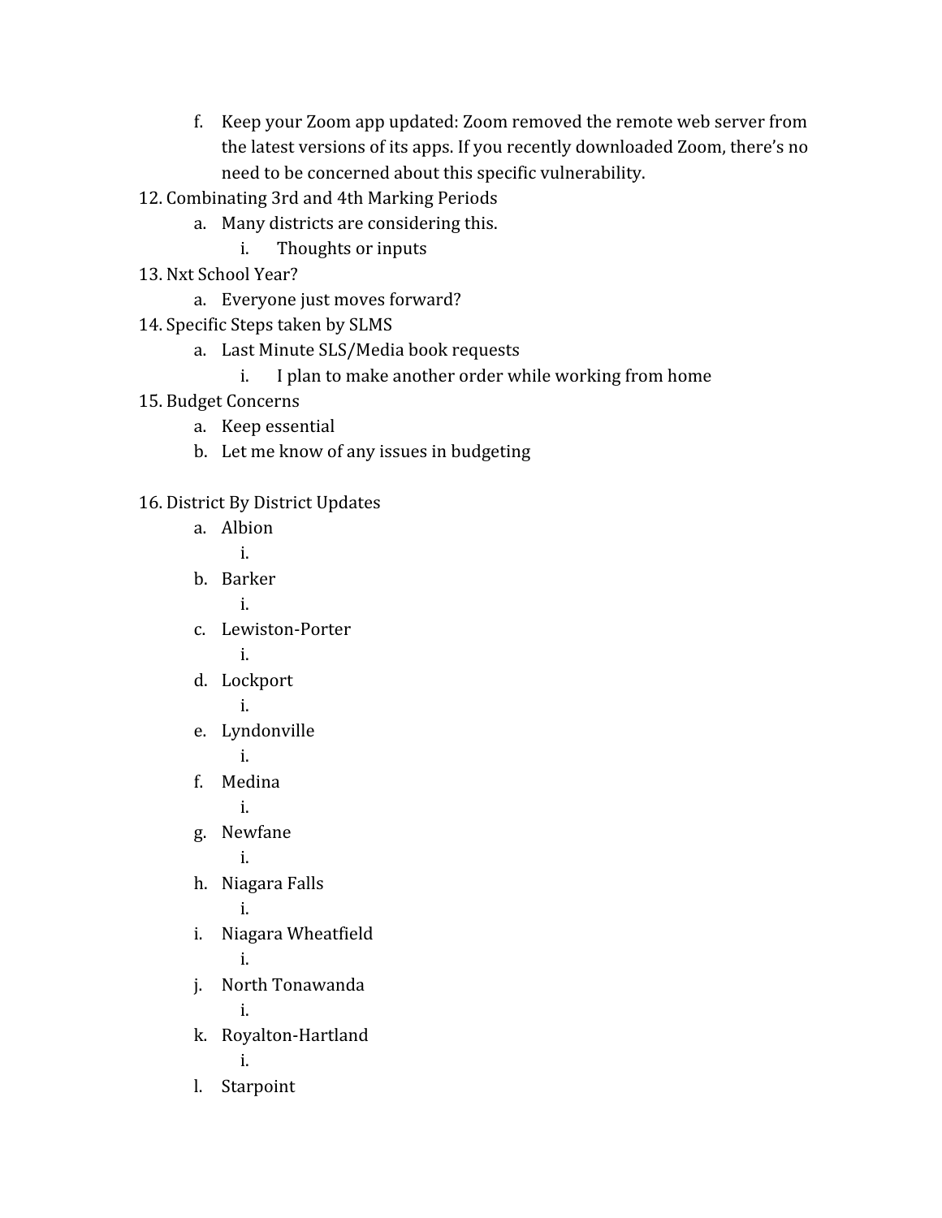f. Keep your Zoom app updated: Zoom removed the remote web server from the latest versions of its apps. If you recently downloaded Zoom, there's no need to be concerned about this specific vulnerability.

12. Combinating 3rd and 4th Marking Periods
   a. Many districts are considering this.
      i. Thoughts or inputs
13. Nxt School Year?
   a. Everyone just moves forward?
14. Specific Steps taken by SLMS
   a. Last Minute SLS/Media book requests
      i. I plan to make another order while working from home
15. Budget Concerns
   a. Keep essential
   b. Let me know of any issues in budgeting

16. District By District Updates
   a. Albion
      i.
   b. Barker
      i.
   c. Lewiston-Porter
      i.
   d. Lockport
      i.
   e. Lyndonville
      i.
   f. Medina
      i.
   g. Newfane
      i.
   h. Niagara Falls
      i.
   i. Niagara Wheatfield
      i.
   j. North Tonawanda
      i.
   k. Royalton-Hartland
      i.
   l. Starpoint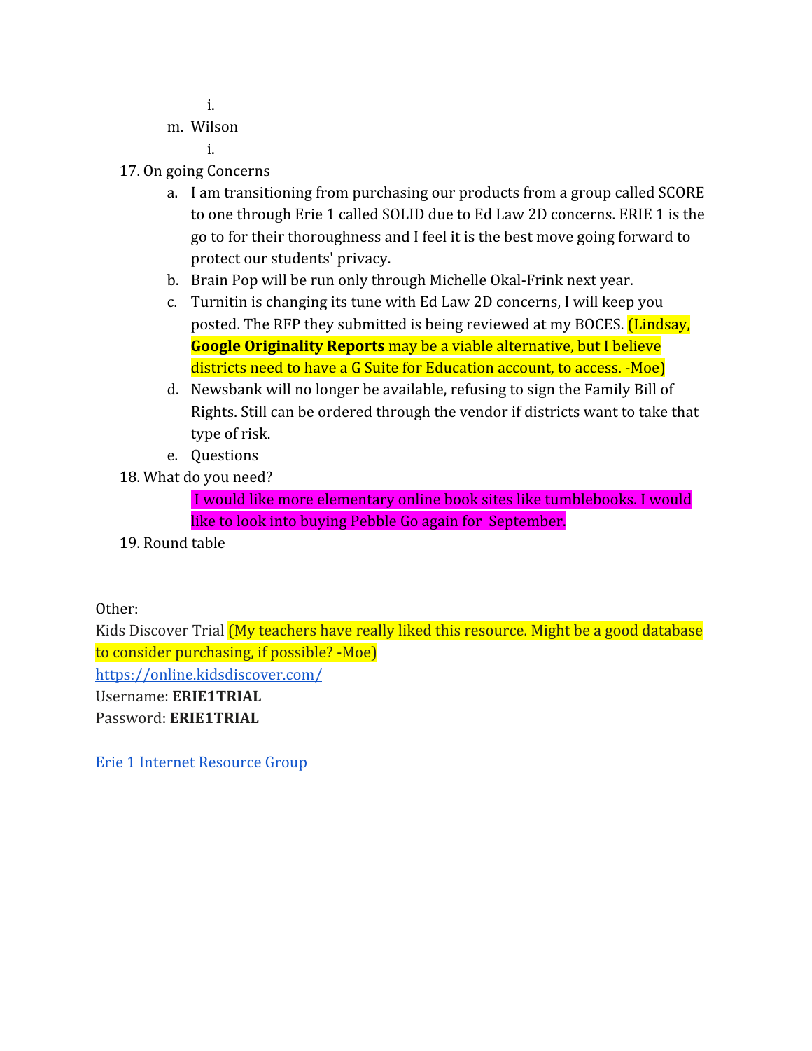i.

m. Wilson

        i.

17. On going Concerns
    a. I am transitioning from purchasing our products from a group called SCORE to one through Erie 1 called SOLID due to Ed Law 2D concerns. ERIE 1 is the go to for their thoroughness and I feel it is the best move going forward to protect our students' privacy.
    b. Brain Pop will be run only through Michelle Okal-Frink next year.
    c. Turnitin is changing its tune with Ed Law 2D concerns, I will keep you posted. The RFP they submitted is being reviewed at my BOCES. (Lindsay, **Google Originality Reports** may be a viable alternative, but I believe districts need to have a G Suite for Education account, to access. -Moe)
    d. Newsbank will no longer be available, refusing to sign the Family Bill of Rights. Still can be ordered through the vendor if districts want to take that type of risk.
    e. Questions
18. What do you need?

    I would like more elementary online book sites like tumblebooks. I would like to look into buying Pebble Go again for September.

19. Round table

Other:

Kids Discover Trial (My teachers have really liked this resource. Might be a good database to consider purchasing, if possible? -Moe)

https://online.kidsdiscover.com/

Username: **ERIE1TRIAL**

Password: **ERIE1TRIAL**

Erie 1 Internet Resource Group